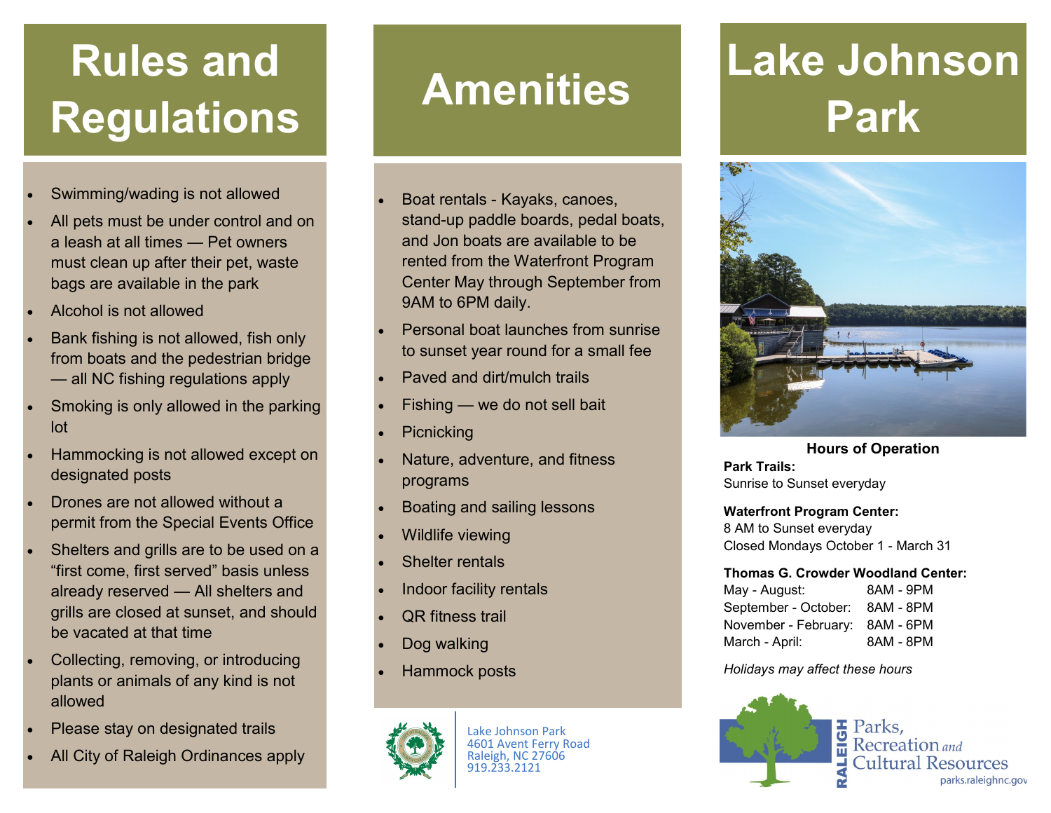# Rules and Regulations

- Swimming/wading is not allowed
- All pets must be under control and on a leash at all times — Pet owners must clean up after their pet, waste bags are available in the park
- Alcohol is not allowed
- Bank fishing is not allowed, fish only from boats and the pedestrian bridge — all NC fishing regulations apply
- Smoking is only allowed in the parking lot
- Hammocking is not allowed except on designated posts
- Drones are not allowed without a permit from the Special Events Office
- Shelters and grills are to be used on a "first come, first served" basis unless already reserved — All shelters and grills are closed at sunset, and should be vacated at that time
- Collecting, removing, or introducing plants or animals of any kind is not allowed
- Please stay on designated trails
- All City of Raleigh Ordinances apply

# Amenities

- Boat rentals - Kayaks, canoes, stand-up paddle boards, pedal boats, and Jon boats are available to be rented from the Waterfront Program Center May through September from 9AM to 6PM daily.
- Personal boat launches from sunrise to sunset year round for a small fee
- Paved and dirt/mulch trails
- Fishing — we do not sell bait
- Picnicking
- Nature, adventure, and fitness programs
- Boating and sailing lessons
- Wildlife viewing
- Shelter rentals
- Indoor facility rentals
- QR fitness trail
- Dog walking
- Hammock posts

Lake Johnson Park
4601 Avent Ferry Road
Raleigh, NC 27606
919.233.2121

# Lake Johnson Park

## Hours of Operation

**Park Trails:**
Sunrise to Sunset everyday

**Waterfront Program Center:**
8 AM to Sunset everyday
Closed Mondays October 1 - March 31

**Thomas G. Crowder Woodland Center:**

| | |
|---|---|
| May - August: | 8AM - 9PM |
| September - October: | 8AM - 8PM |
| November - February: | 8AM - 6PM |
| March - April: | 8AM - 8PM |

*Holidays may affect these hours*

RALEIGH Parks, Recreation and Cultural Resources
parks.raleighnc.gov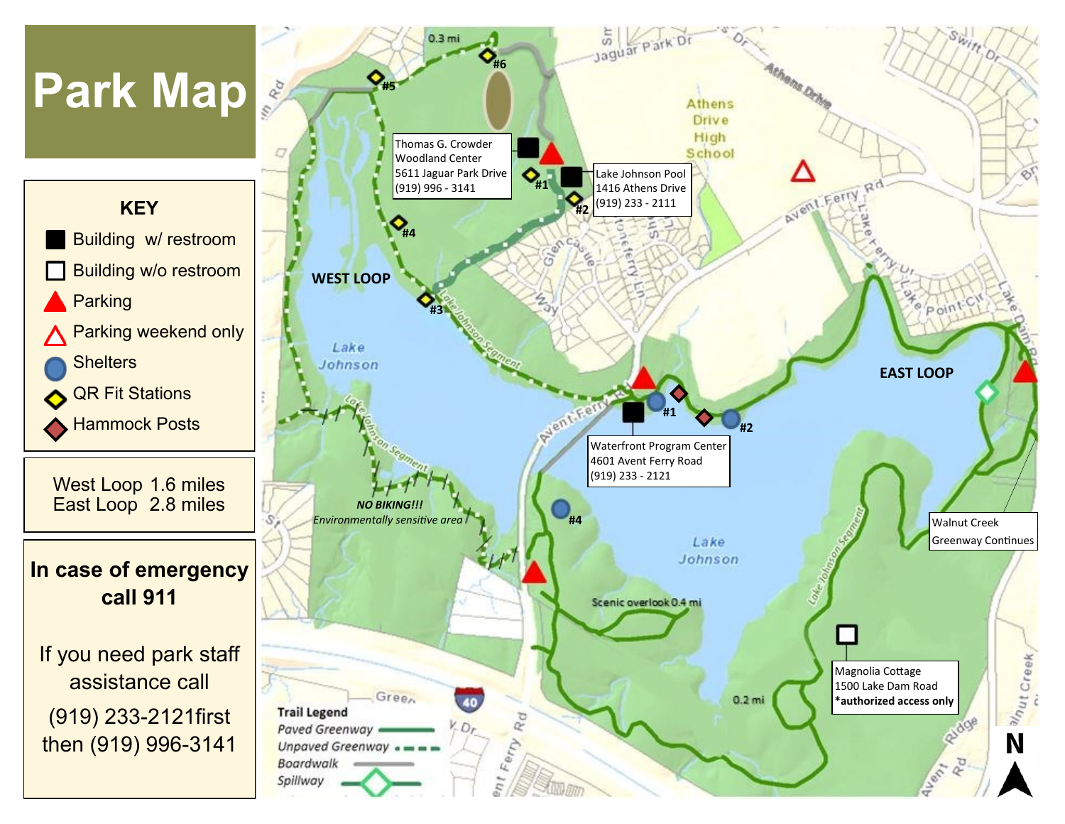# Park Map

**KEY**

- ■ Building w/ restroom
- □ Building w/o restroom
- ▲ Parking
- △ Parking weekend only
- ● Shelters
- ◆ QR Fit Stations
- ◆ Hammock Posts

West Loop 1.6 miles
East Loop 2.8 miles

**In case of emergency call 911**

If you need park staff assistance call

(919) 233-2121first then (919) 996-3141

Thomas G. Crowder Woodland Center
5611 Jaguar Park Drive
(919) 996 - 3141

Lake Johnson Pool
1416 Athens Drive
(919) 233 - 2111

Waterfront Program Center
4601 Avent Ferry Road
(919) 233 - 2121

Magnolia Cottage
1500 Lake Dam Road
*authorized access only

Walnut Creek Greenway Continues

WEST LOOP

EAST LOOP

Lake Johnson

Athens Drive High School

0.3 mi

Scenic overlook 0.4 mi

0.2 mi

Lake Johnson Segment

***NO BIKING!!!***
*Environmentally sensitive area*

**Trail Legend**

*Paved Greenway*
*Unpaved Greenway*
*Boardwalk*
*Spillway*

N